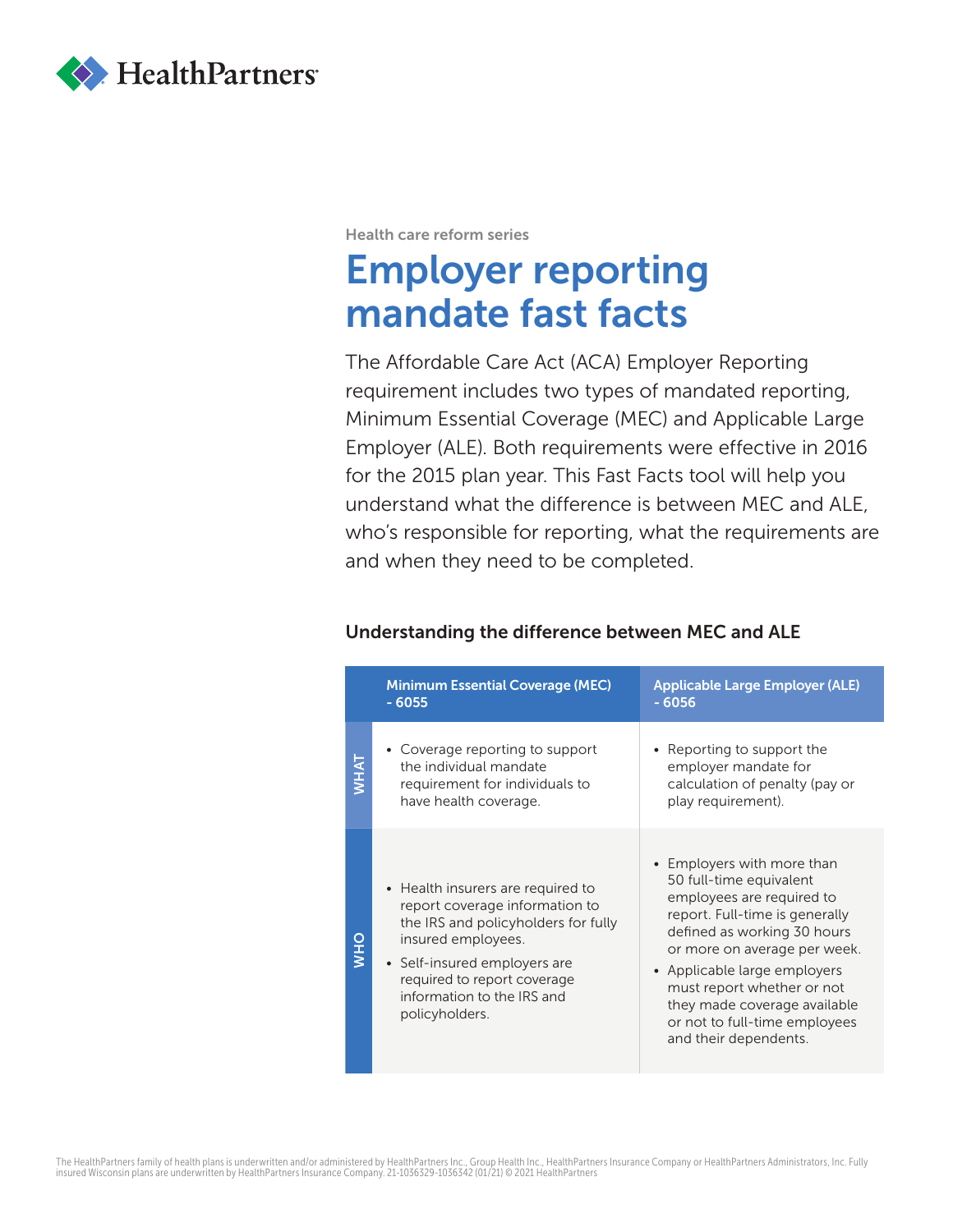Health care reform series

# Employer reporting mandate fast facts

The Affordable Care Act (ACA) Employer Reporting requirement includes two types of mandated reporting, Minimum Essential Coverage (MEC) and Applicable Large Employer (ALE). Both requirements were effective in 2016 for the 2015 plan year. This Fast Facts tool will help you understand what the difference is between MEC and ALE, who's responsible for reporting, what the requirements are and when they need to be completed.

## Understanding the difference between MEC and ALE

| | Minimum Essential Coverage (MEC) - 6055 | Applicable Large Employer (ALE) - 6056 |
|---|---|---|
| WHAT | • Coverage reporting to support the individual mandate requirement for individuals to have health coverage. | • Reporting to support the employer mandate for calculation of penalty (pay or play requirement). |
| WHO | • Health insurers are required to report coverage information to the IRS and policyholders for fully insured employees.<br>• Self-insured employers are required to report coverage information to the IRS and policyholders. | • Employers with more than 50 full-time equivalent employees are required to report. Full-time is generally defined as working 30 hours or more on average per week.<br>• Applicable large employers must report whether or not they made coverage available or not to full-time employees and their dependents. |

The HealthPartners family of health plans is underwritten and/or administered by HealthPartners Inc., Group Health Inc., HealthPartners Insurance Company or HealthPartners Administrators, Inc. Fully insured Wisconsin plans are underwritten by HealthPartners Insurance Company. 21-1036329-1036342 (01/21) © 2021 HealthPartners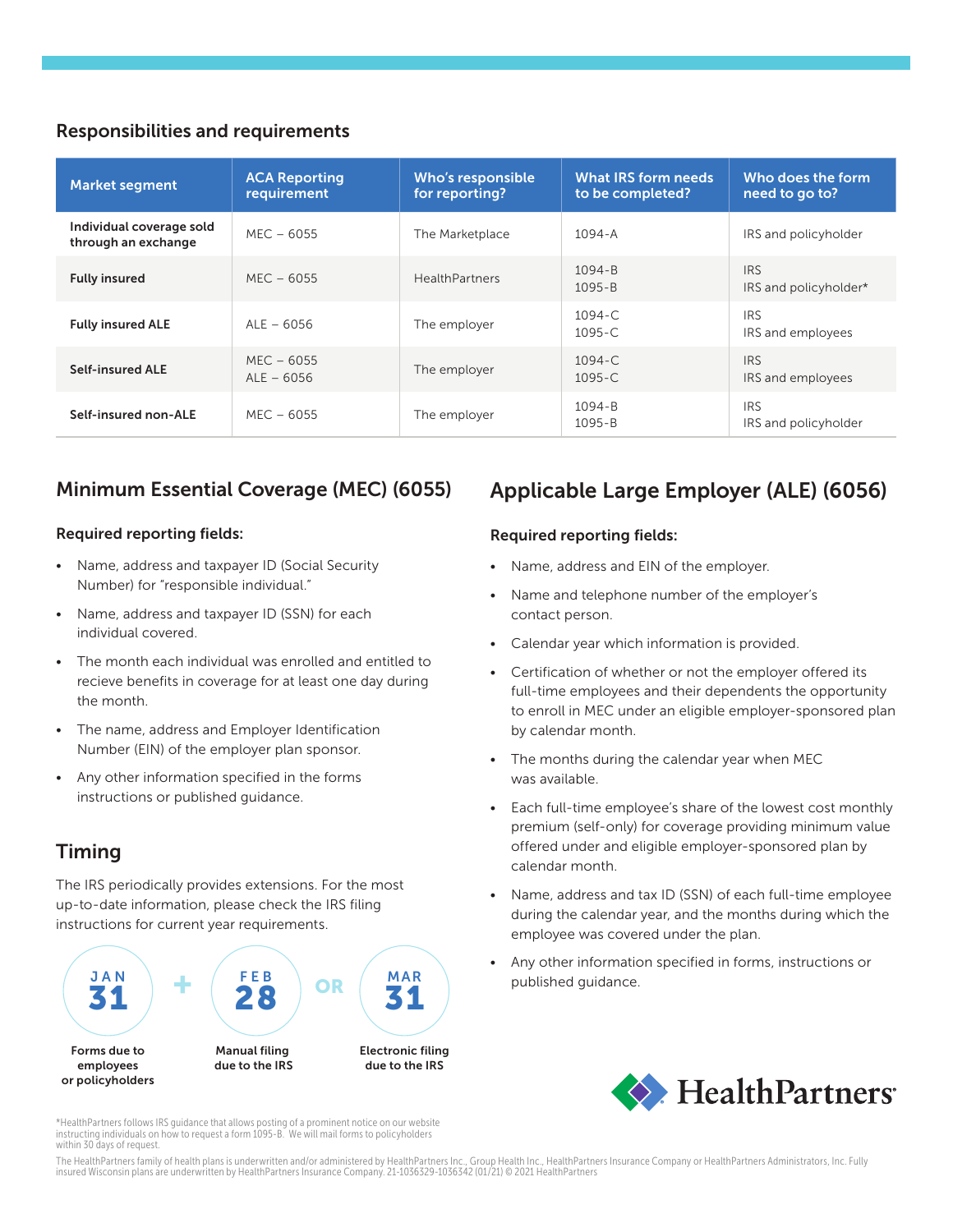## Responsibilities and requirements

| Market segment | ACA Reporting requirement | Who's responsible for reporting? | What IRS form needs to be completed? | Who does the form need to go to? |
|---|---|---|---|---|
| Individual coverage sold through an exchange | MEC – 6055 | The Marketplace | 1094-A | IRS and policyholder |
| Fully insured | MEC – 6055 | HealthPartners | 1094-B<br>1095-B | IRS<br>IRS and policyholder* |
| Fully insured ALE | ALE – 6056 | The employer | 1094-C<br>1095-C | IRS<br>IRS and employees |
| Self-insured ALE | MEC – 6055<br>ALE – 6056 | The employer | 1094-C<br>1095-C | IRS<br>IRS and employees |
| Self-insured non-ALE | MEC – 6055 | The employer | 1094-B<br>1095-B | IRS<br>IRS and policyholder |

## Minimum Essential Coverage (MEC) (6055)

### Required reporting fields:

- Name, address and taxpayer ID (Social Security Number) for "responsible individual."
- Name, address and taxpayer ID (SSN) for each individual covered.
- The month each individual was enrolled and entitled to recieve benefits in coverage for at least one day during the month.
- The name, address and Employer Identification Number (EIN) of the employer plan sponsor.
- Any other information specified in the forms instructions or published guidance.

## Timing

The IRS periodically provides extensions. For the most up-to-date information, please check the IRS filing instructions for current year requirements.

JAN 31 – Forms due to employees or policyholders

+

FEB 28 – Manual filing due to the IRS

OR

MAR 31 – Electronic filing due to the IRS

## Applicable Large Employer (ALE) (6056)

### Required reporting fields:

- Name, address and EIN of the employer.
- Name and telephone number of the employer's contact person.
- Calendar year which information is provided.
- Certification of whether or not the employer offered its full-time employees and their dependents the opportunity to enroll in MEC under an eligible employer-sponsored plan by calendar month.
- The months during the calendar year when MEC was available.
- Each full-time employee's share of the lowest cost monthly premium (self-only) for coverage providing minimum value offered under and eligible employer-sponsored plan by calendar month.
- Name, address and tax ID (SSN) of each full-time employee during the calendar year, and the months during which the employee was covered under the plan.
- Any other information specified in forms, instructions or published guidance.

HealthPartners

*HealthPartners follows IRS guidance that allows posting of a prominent notice on our website instructing individuals on how to request a form 1095-B. We will mail forms to policyholders within 30 days of request.

The HealthPartners family of health plans is underwritten and/or administered by HealthPartners Inc., Group Health Inc., HealthPartners Insurance Company or HealthPartners Administrators, Inc. Fully insured Wisconsin plans are underwritten by HealthPartners Insurance Company. 21-1036329-1036342 (01/21) © 2021 HealthPartners